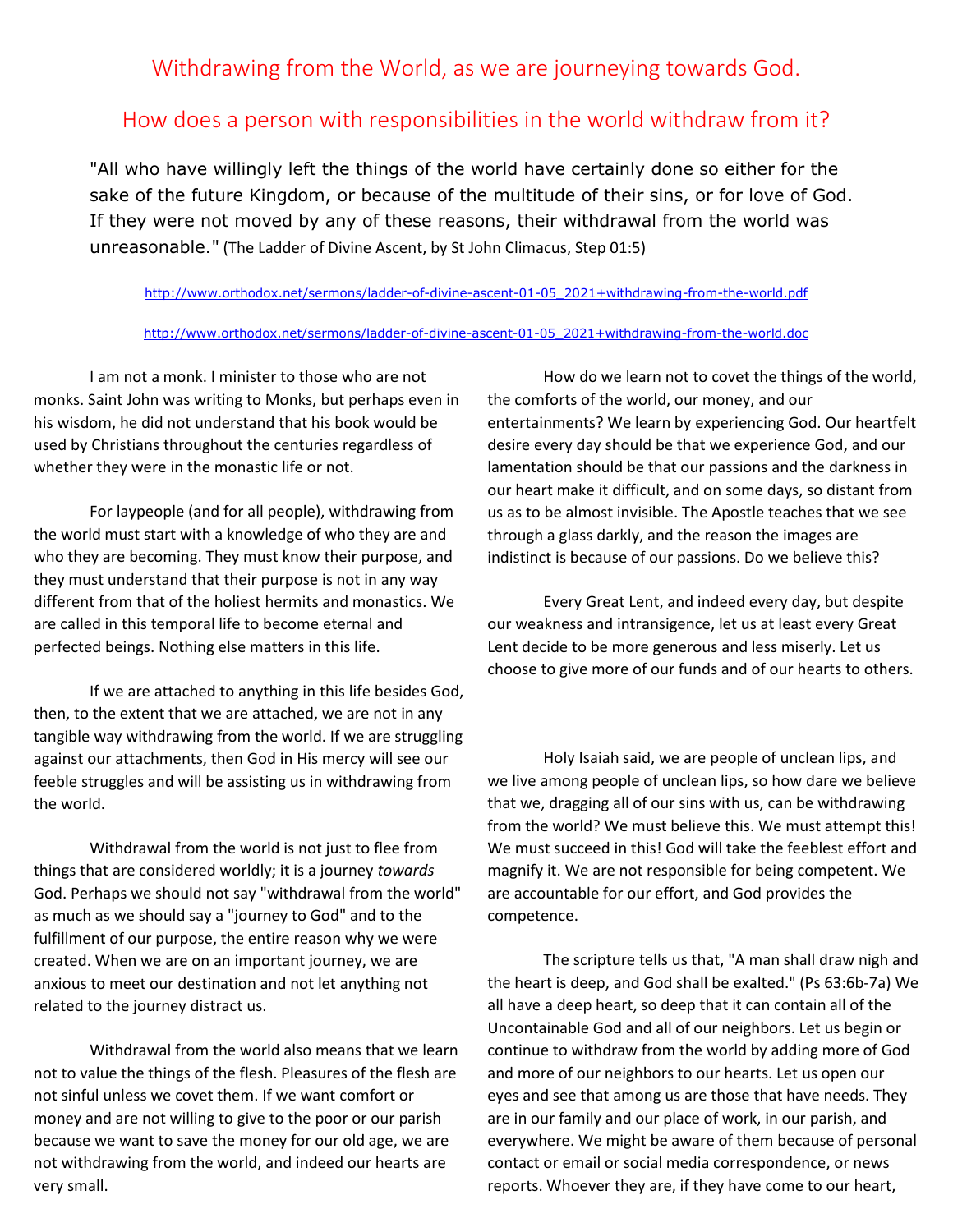# Withdrawing from the World, as we are journeying towards God.

## How does a person with responsibilities in the world withdraw from it?

"All who have willingly left the things of the world have certainly done so either for the sake of the future Kingdom, or because of the multitude of their sins, or for love of God. If they were not moved by any of these reasons, their withdrawal from the world was unreasonable." (The Ladder of Divine Ascent, by St John Climacus, Step 01:5)

http://www.orthodox.net/sermons/ladder-of-divine-ascent-01-05_2021+withdrawing-from-the-world.pdf

http://www.orthodox.net/sermons/ladder-of-divine-ascent-01-05_2021+withdrawing-from-the-world.doc

I am not a monk. I minister to those who are not monks. Saint John was writing to Monks, but perhaps even in his wisdom, he did not understand that his book would be used by Christians throughout the centuries regardless of whether they were in the monastic life or not.

For laypeople (and for all people), withdrawing from the world must start with a knowledge of who they are and who they are becoming. They must know their purpose, and they must understand that their purpose is not in any way different from that of the holiest hermits and monastics. We are called in this temporal life to become eternal and perfected beings. Nothing else matters in this life.

If we are attached to anything in this life besides God, then, to the extent that we are attached, we are not in any tangible way withdrawing from the world. If we are struggling against our attachments, then God in His mercy will see our feeble struggles and will be assisting us in withdrawing from the world.

Withdrawal from the world is not just to flee from things that are considered worldly; it is a journey *towards* God. Perhaps we should not say "withdrawal from the world" as much as we should say a "journey to God" and to the fulfillment of our purpose, the entire reason why we were created. When we are on an important journey, we are anxious to meet our destination and not let anything not related to the journey distract us.

Withdrawal from the world also means that we learn not to value the things of the flesh. Pleasures of the flesh are not sinful unless we covet them. If we want comfort or money and are not willing to give to the poor or our parish because we want to save the money for our old age, we are not withdrawing from the world, and indeed our hearts are very small.

How do we learn not to covet the things of the world, the comforts of the world, our money, and our entertainments? We learn by experiencing God. Our heartfelt desire every day should be that we experience God, and our lamentation should be that our passions and the darkness in our heart make it difficult, and on some days, so distant from us as to be almost invisible. The Apostle teaches that we see through a glass darkly, and the reason the images are indistinct is because of our passions. Do we believe this?

Every Great Lent, and indeed every day, but despite our weakness and intransigence, let us at least every Great Lent decide to be more generous and less miserly. Let us choose to give more of our funds and of our hearts to others.

Holy Isaiah said, we are people of unclean lips, and we live among people of unclean lips, so how dare we believe that we, dragging all of our sins with us, can be withdrawing from the world? We must believe this. We must attempt this! We must succeed in this! God will take the feeblest effort and magnify it. We are not responsible for being competent. We are accountable for our effort, and God provides the competence.

The scripture tells us that, "A man shall draw nigh and the heart is deep, and God shall be exalted." (Ps 63:6b-7a) We all have a deep heart, so deep that it can contain all of the Uncontainable God and all of our neighbors. Let us begin or continue to withdraw from the world by adding more of God and more of our neighbors to our hearts. Let us open our eyes and see that among us are those that have needs. They are in our family and our place of work, in our parish, and everywhere. We might be aware of them because of personal contact or email or social media correspondence, or news reports. Whoever they are, if they have come to our heart,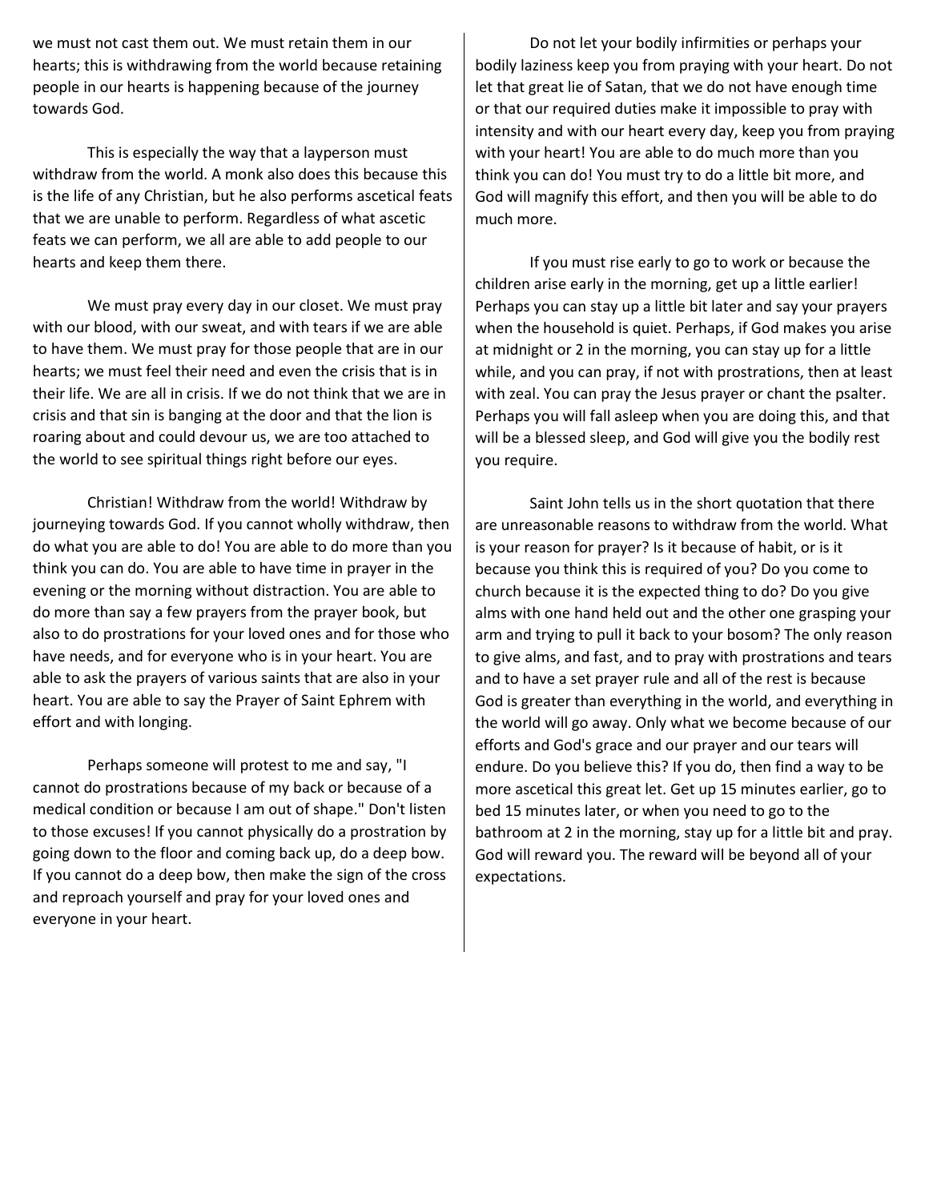we must not cast them out. We must retain them in our hearts; this is withdrawing from the world because retaining people in our hearts is happening because of the journey towards God.

This is especially the way that a layperson must withdraw from the world. A monk also does this because this is the life of any Christian, but he also performs ascetical feats that we are unable to perform. Regardless of what ascetic feats we can perform, we all are able to add people to our hearts and keep them there.

We must pray every day in our closet. We must pray with our blood, with our sweat, and with tears if we are able to have them. We must pray for those people that are in our hearts; we must feel their need and even the crisis that is in their life. We are all in crisis. If we do not think that we are in crisis and that sin is banging at the door and that the lion is roaring about and could devour us, we are too attached to the world to see spiritual things right before our eyes.

Christian! Withdraw from the world! Withdraw by journeying towards God. If you cannot wholly withdraw, then do what you are able to do! You are able to do more than you think you can do. You are able to have time in prayer in the evening or the morning without distraction. You are able to do more than say a few prayers from the prayer book, but also to do prostrations for your loved ones and for those who have needs, and for everyone who is in your heart. You are able to ask the prayers of various saints that are also in your heart. You are able to say the Prayer of Saint Ephrem with effort and with longing.

Perhaps someone will protest to me and say, "I cannot do prostrations because of my back or because of a medical condition or because I am out of shape." Don't listen to those excuses! If you cannot physically do a prostration by going down to the floor and coming back up, do a deep bow. If you cannot do a deep bow, then make the sign of the cross and reproach yourself and pray for your loved ones and everyone in your heart.

Do not let your bodily infirmities or perhaps your bodily laziness keep you from praying with your heart. Do not let that great lie of Satan, that we do not have enough time or that our required duties make it impossible to pray with intensity and with our heart every day, keep you from praying with your heart! You are able to do much more than you think you can do! You must try to do a little bit more, and God will magnify this effort, and then you will be able to do much more.

If you must rise early to go to work or because the children arise early in the morning, get up a little earlier! Perhaps you can stay up a little bit later and say your prayers when the household is quiet. Perhaps, if God makes you arise at midnight or 2 in the morning, you can stay up for a little while, and you can pray, if not with prostrations, then at least with zeal. You can pray the Jesus prayer or chant the psalter. Perhaps you will fall asleep when you are doing this, and that will be a blessed sleep, and God will give you the bodily rest you require.

Saint John tells us in the short quotation that there are unreasonable reasons to withdraw from the world. What is your reason for prayer? Is it because of habit, or is it because you think this is required of you? Do you come to church because it is the expected thing to do? Do you give alms with one hand held out and the other one grasping your arm and trying to pull it back to your bosom? The only reason to give alms, and fast, and to pray with prostrations and tears and to have a set prayer rule and all of the rest is because God is greater than everything in the world, and everything in the world will go away. Only what we become because of our efforts and God's grace and our prayer and our tears will endure. Do you believe this? If you do, then find a way to be more ascetical this great let. Get up 15 minutes earlier, go to bed 15 minutes later, or when you need to go to the bathroom at 2 in the morning, stay up for a little bit and pray. God will reward you. The reward will be beyond all of your expectations.